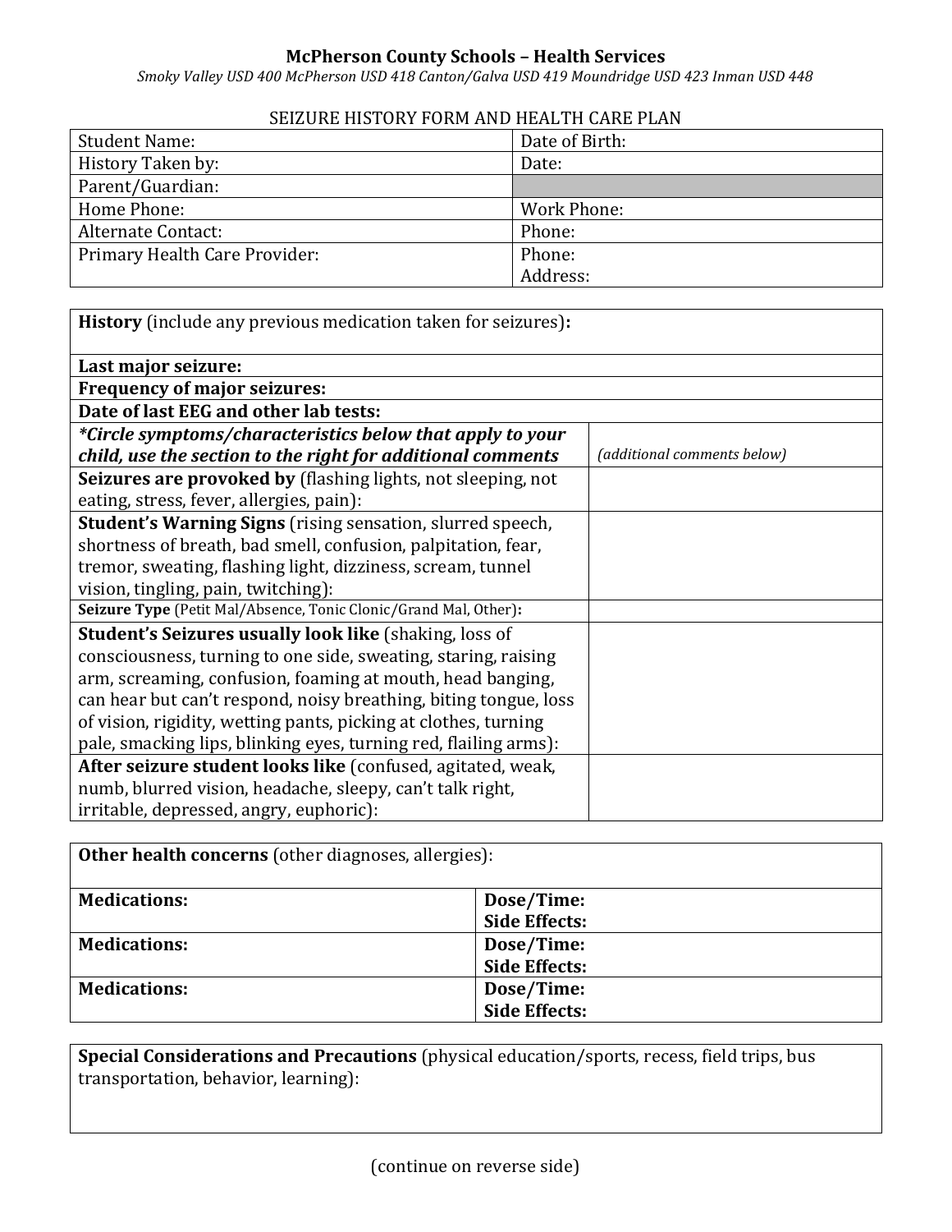**McPherson County Schools – Health Services**

*Smoky Valley USD 400 McPherson USD 418 Canton/Galva USD 419 Moundridge USD 423 Inman USD 448*

SEIZURE HISTORY FORM AND HEALTH CARE PLAN

| Student Name: | Date of Birth: |
|---|---|
| History Taken by: | Date: |
| Parent/Guardian: | |
| Home Phone: | Work Phone: |
| Alternate Contact: | Phone: |
| Primary Health Care Provider: | Phone:<br>Address: |

| **History** (include any previous medication taken for seizures)**:** | |
|---|---|
| **Last major seizure:** | |
| **Frequency of major seizures:** | |
| **Date of last EEG and other lab tests:** | |
| ***\*Circle symptoms/characteristics below that apply to your child, use the section to the right for additional comments*** | *(additional comments below)* |
| **Seizures are provoked by** (flashing lights, not sleeping, not eating, stress, fever, allergies, pain): | |
| **Student's Warning Signs** (rising sensation, slurred speech, shortness of breath, bad smell, confusion, palpitation, fear, tremor, sweating, flashing light, dizziness, scream, tunnel vision, tingling, pain, twitching): | |
| **Seizure Type** (Petit Mal/Absence, Tonic Clonic/Grand Mal, Other)**:** | |
| **Student's Seizures usually look like** (shaking, loss of consciousness, turning to one side, sweating, staring, raising arm, screaming, confusion, foaming at mouth, head banging, can hear but can't respond, noisy breathing, biting tongue, loss of vision, rigidity, wetting pants, picking at clothes, turning pale, smacking lips, blinking eyes, turning red, flailing arms): | |
| **After seizure student looks like** (confused, agitated, weak, numb, blurred vision, headache, sleepy, can't talk right, irritable, depressed, angry, euphoric): | |

| **Other health concerns** (other diagnoses, allergies): | |
|---|---|
| **Medications:** | **Dose/Time:**<br>**Side Effects:** |
| **Medications:** | **Dose/Time:**<br>**Side Effects:** |
| **Medications:** | **Dose/Time:**<br>**Side Effects:** |

| **Special Considerations and Precautions** (physical education/sports, recess, field trips, bus transportation, behavior, learning): |
|---|
| |

(continue on reverse side)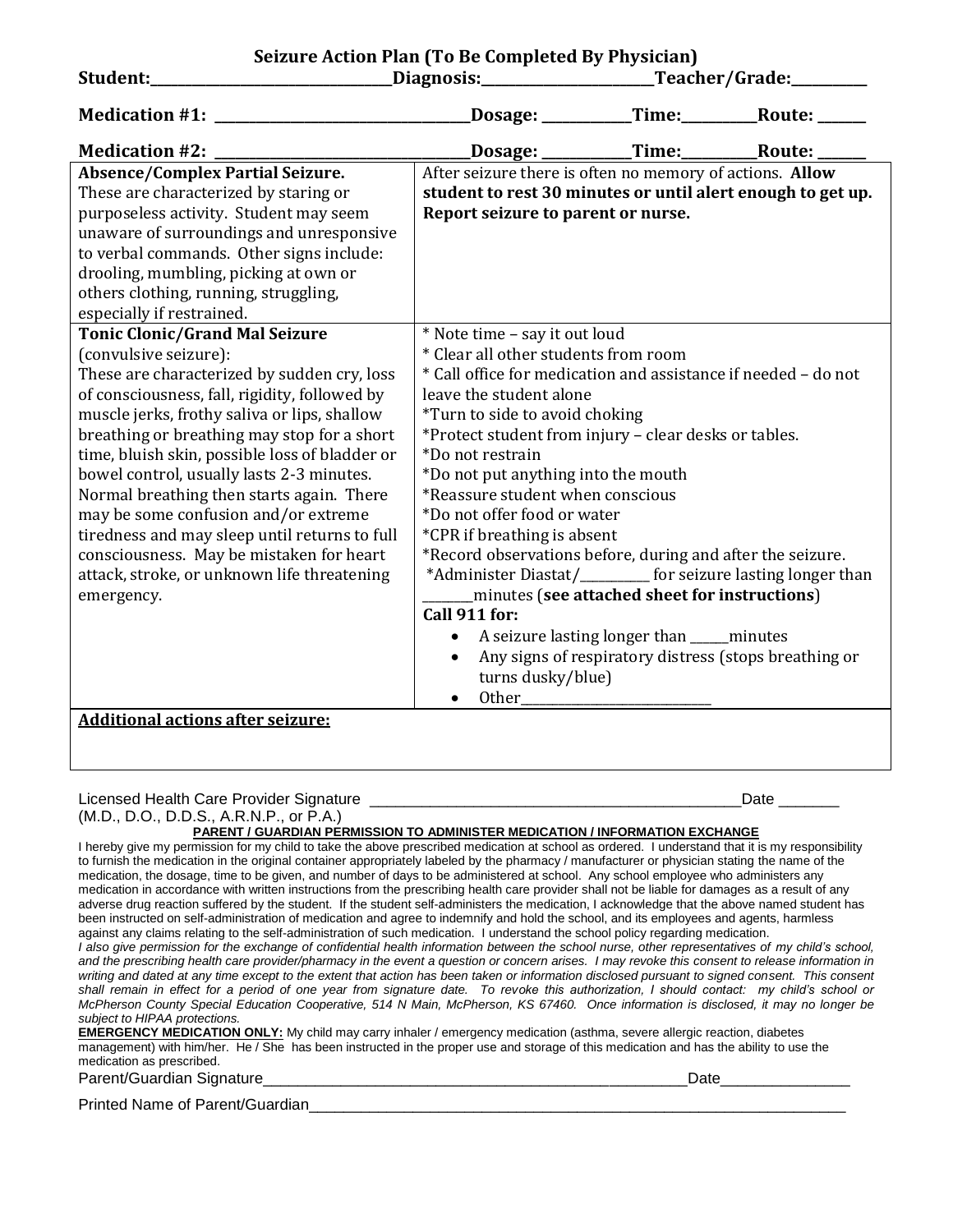# Seizure Action Plan (To Be Completed By Physician)

**Student:**\_\_\_\_\_\_\_\_\_\_\_\_\_\_\_\_\_\_\_\_\_\_\_\_\_\_\_\_\_\_\_\_\_\_**Diagnosis:**\_\_\_\_\_\_\_\_\_\_\_\_\_\_\_\_\_\_\_\_\_\_\_\_\_**Teacher/Grade:**\_\_\_\_\_\_\_\_\_\_\_

**Medication #1:** \_\_\_\_\_\_\_\_\_\_\_\_\_\_\_\_\_\_\_\_\_\_\_\_\_\_\_\_\_\_\_\_\_\_\_\_**Dosage:** \_\_\_\_\_\_\_\_\_\_\_\_**Time:**\_\_\_\_\_\_\_\_\_\_**Route:** \_\_\_\_\_\_\_

**Medication #2:** \_\_\_\_\_\_\_\_\_\_\_\_\_\_\_\_\_\_\_\_\_\_\_\_\_\_\_\_\_\_\_\_\_\_\_\_**Dosage:** \_\_\_\_\_\_\_\_\_\_\_\_**Time:**\_\_\_\_\_\_\_\_\_\_**Route:** \_\_\_\_\_\_\_

| | |
|---|---|
| **Absence/Complex Partial Seizure.** These are characterized by staring or purposeless activity. Student may seem unaware of surroundings and unresponsive to verbal commands. Other signs include: drooling, mumbling, picking at own or others clothing, running, struggling, especially if restrained. | After seizure there is often no memory of actions. **Allow student to rest 30 minutes or until alert enough to get up. Report seizure to parent or nurse.** |
| **Tonic Clonic/Grand Mal Seizure** (convulsive seizure): These are characterized by sudden cry, loss of consciousness, fall, rigidity, followed by muscle jerks, frothy saliva or lips, shallow breathing or breathing may stop for a short time, bluish skin, possible loss of bladder or bowel control, usually lasts 2-3 minutes. Normal breathing then starts again. There may be some confusion and/or extreme tiredness and may sleep until returns to full consciousness. May be mistaken for heart attack, stroke, or unknown life threatening emergency. | * Note time – say it out loud<br>* Clear all other students from room<br>* Call office for medication and assistance if needed – do not leave the student alone<br>*Turn to side to avoid choking<br>*Protect student from injury – clear desks or tables.<br>*Do not restrain<br>*Do not put anything into the mouth<br>*Reassure student when conscious<br>*Do not offer food or water<br>*CPR if breathing is absent<br>*Record observations before, during and after the seizure.<br>*Administer Diastat/\_\_\_\_\_\_\_\_\_\_ for seizure lasting longer than \_\_\_\_\_\_\_minutes (**see attached sheet for instructions**)<br>**Call 911 for:**<br>• A seizure lasting longer than \_\_\_\_\_\_minutes<br>• Any signs of respiratory distress (stops breathing or turns dusky/blue)<br>• Other\_\_\_\_\_\_\_\_\_\_\_\_\_\_\_\_\_\_\_\_\_\_\_\_\_\_\_\_ |

**Additional actions after seizure:**

Licensed Health Care Provider Signature \_\_\_\_\_\_\_\_\_\_\_\_\_\_\_\_\_\_\_\_\_\_\_\_\_\_\_\_\_\_\_\_\_\_\_\_\_\_\_\_\_\_\_\_Date \_\_\_\_\_\_\_
(M.D., D.O., D.D.S., A.R.N.P., or P.A.)

**PARENT / GUARDIAN PERMISSION TO ADMINISTER MEDICATION / INFORMATION EXCHANGE**

I hereby give my permission for my child to take the above prescribed medication at school as ordered. I understand that it is my responsibility to furnish the medication in the original container appropriately labeled by the pharmacy / manufacturer or physician stating the name of the medication, the dosage, time to be given, and number of days to be administered at school. Any school employee who administers any medication in accordance with written instructions from the prescribing health care provider shall not be liable for damages as a result of any adverse drug reaction suffered by the student. If the student self-administers the medication, I acknowledge that the above named student has been instructed on self-administration of medication and agree to indemnify and hold the school, and its employees and agents, harmless against any claims relating to the self-administration of such medication. I understand the school policy regarding medication.

*I also give permission for the exchange of confidential health information between the school nurse, other representatives of my child's school, and the prescribing health care provider/pharmacy in the event a question or concern arises. I may revoke this consent to release information in writing and dated at any time except to the extent that action has been taken or information disclosed pursuant to signed consent. This consent shall remain in effect for a period of one year from signature date. To revoke this authorization, I should contact: my child's school or McPherson County Special Education Cooperative, 514 N Main, McPherson, KS 67460. Once information is disclosed, it may no longer be subject to HIPAA protections.*

**EMERGENCY MEDICATION ONLY:** My child may carry inhaler / emergency medication (asthma, severe allergic reaction, diabetes management) with him/her. He / She has been instructed in the proper use and storage of this medication and has the ability to use the medication as prescribed.

Parent/Guardian Signature\_\_\_\_\_\_\_\_\_\_\_\_\_\_\_\_\_\_\_\_\_\_\_\_\_\_\_\_\_\_\_\_\_\_\_\_\_\_\_\_\_\_\_\_\_\_\_\_\_\_Date\_\_\_\_\_\_\_\_\_\_\_\_\_\_\_

Printed Name of Parent/Guardian\_\_\_\_\_\_\_\_\_\_\_\_\_\_\_\_\_\_\_\_\_\_\_\_\_\_\_\_\_\_\_\_\_\_\_\_\_\_\_\_\_\_\_\_\_\_\_\_\_\_\_\_\_\_\_\_\_\_\_\_\_\_\_